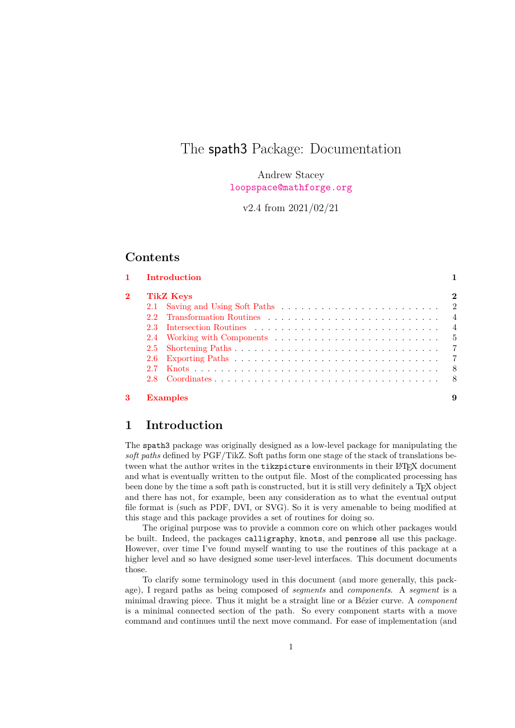# The spath3 Package: Documentation

Andrew Stacey
loopspace@mathforge.org

v2.4 from 2021/02/21

## Contents

| | | |
|---|---|---|
| **1** | **Introduction** | **1** |
| **2** | **TikZ Keys** | **2** |
| 2.1 | Saving and Using Soft Paths | 2 |
| 2.2 | Transformation Routines | 4 |
| 2.3 | Intersection Routines | 4 |
| 2.4 | Working with Components | 5 |
| 2.5 | Shortening Paths | 7 |
| 2.6 | Exporting Paths | 7 |
| 2.7 | Knots | 8 |
| 2.8 | Coordinates | 8 |
| **3** | **Examples** | **9** |

## 1 Introduction

The `spath3` package was originally designed as a low-level package for manipulating the *soft paths* defined by PGF/TikZ. Soft paths form one stage of the stack of translations between what the author writes in the `tikzpicture` environments in their LaTeX document and what is eventually written to the output file. Most of the complicated processing has been done by the time a soft path is constructed, but it is still very definitely a TeX object and there has not, for example, been any consideration as to what the eventual output file format is (such as PDF, DVI, or SVG). So it is very amenable to being modified at this stage and this package provides a set of routines for doing so.

The original purpose was to provide a common core on which other packages would be built. Indeed, the packages `calligraphy`, `knots`, and `penrose` all use this package. However, over time I've found myself wanting to use the routines of this package at a higher level and so have designed some user-level interfaces. This document documents those.

To clarify some terminology used in this document (and more generally, this package), I regard paths as being composed of *segments* and *components*. A *segment* is a minimal drawing piece. Thus it might be a straight line or a Bézier curve. A *component* is a minimal connected section of the path. So every component starts with a move command and continues until the next move command. For ease of implementation (and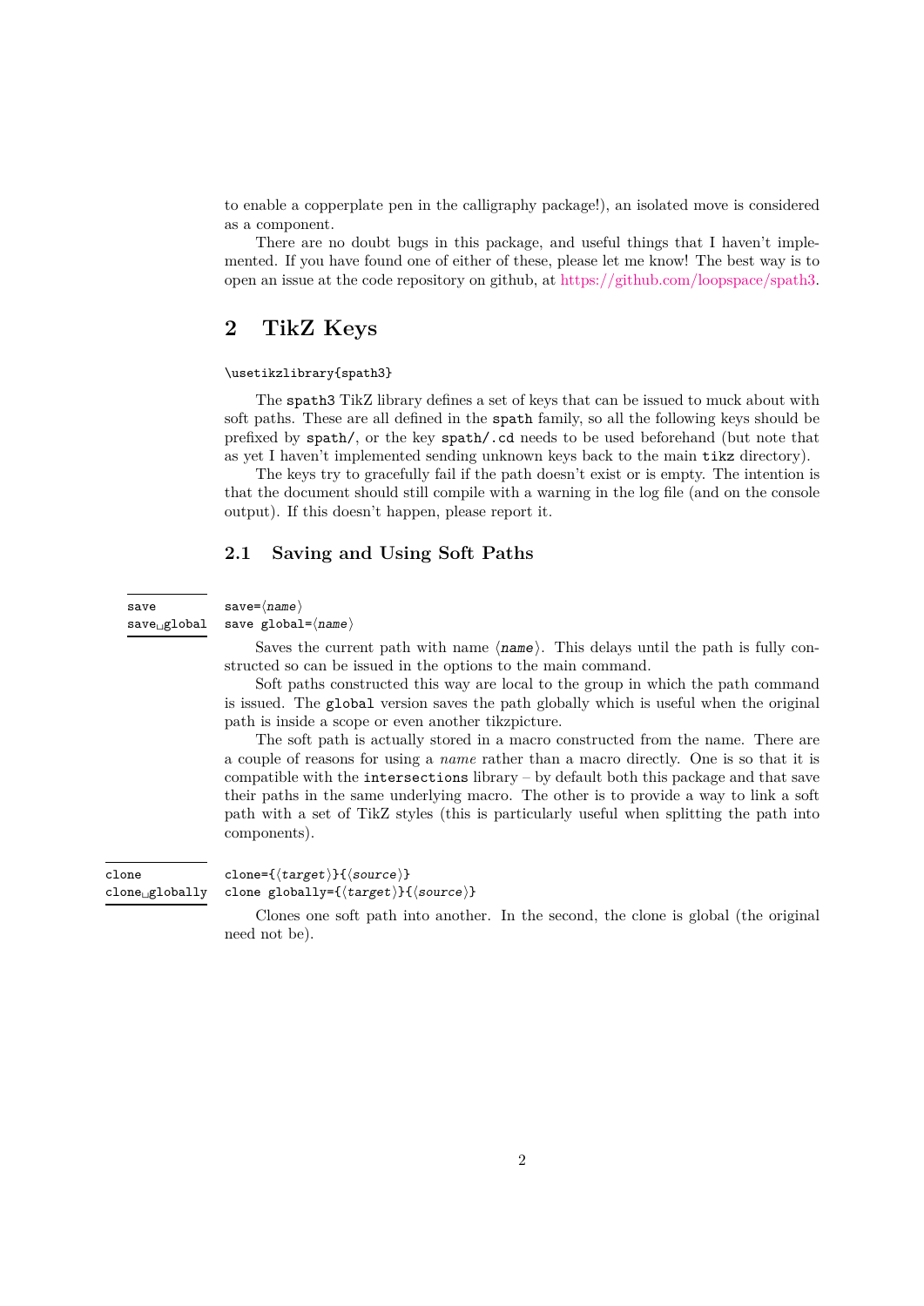to enable a copperplate pen in the calligraphy package!), an isolated move is considered as a component.

There are no doubt bugs in this package, and useful things that I haven't implemented. If you have found one of either of these, please let me know! The best way is to open an issue at the code repository on github, at https://github.com/loopspace/spath3.

# 2 TikZ Keys

`\usetikzlibrary{spath3}`

The `spath3` TikZ library defines a set of keys that can be issued to muck about with soft paths. These are all defined in the `spath` family, so all the following keys should be prefixed by `spath/`, or the key `spath/.cd` needs to be used beforehand (but note that as yet I haven't implemented sending unknown keys back to the main `tikz` directory).

The keys try to gracefully fail if the path doesn't exist or is empty. The intention is that the document should still compile with a warning in the log file (and on the console output). If this doesn't happen, please report it.

## 2.1 Saving and Using Soft Paths

**save**
**save global**

`save=⟨name⟩`
`save global=⟨name⟩`

Saves the current path with name ⟨*name*⟩. This delays until the path is fully constructed so can be issued in the options to the main command.

Soft paths constructed this way are local to the group in which the path command is issued. The `global` version saves the path globally which is useful when the original path is inside a scope or even another tikzpicture.

The soft path is actually stored in a macro constructed from the name. There are a couple of reasons for using a *name* rather than a macro directly. One is so that it is compatible with the `intersections` library – by default both this package and that save their paths in the same underlying macro. The other is to provide a way to link a soft path with a set of TikZ styles (this is particularly useful when splitting the path into components).

**clone**
**clone globally**

`clone={⟨target⟩}{⟨source⟩}`
`clone globally={⟨target⟩}{⟨source⟩}`

Clones one soft path into another. In the second, the clone is global (the original need not be).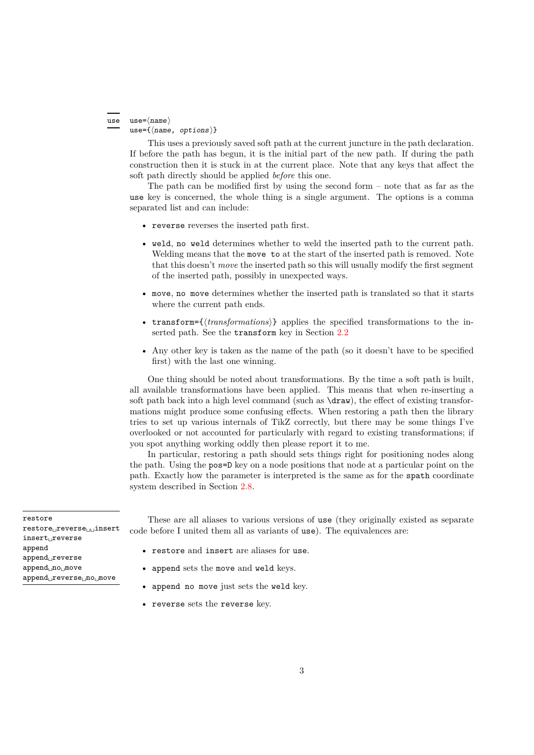`use` 

`use=⟨name⟩`
`use={⟨name, options⟩}`

This uses a previously saved soft path at the current juncture in the path declaration. If before the path has begun, it is the initial part of the new path. If during the path construction then it is stuck in at the current place. Note that any keys that affect the soft path directly should be applied *before* this one.

The path can be modified first by using the second form – note that as far as the `use` key is concerned, the whole thing is a single argument. The options is a comma separated list and can include:

- `reverse` reverses the inserted path first.
- `weld`, `no weld` determines whether to weld the inserted path to the current path. Welding means that the `move to` at the start of the inserted path is removed. Note that this doesn't *move* the inserted path so this will usually modify the first segment of the inserted path, possibly in unexpected ways.
- `move`, `no move` determines whether the inserted path is translated so that it starts where the current path ends.
- `transform={⟨transformations⟩}` applies the specified transformations to the inserted path. See the `transform` key in Section 2.2
- Any other key is taken as the name of the path (so it doesn't have to be specified first) with the last one winning.

One thing should be noted about transformations. By the time a soft path is built, all available transformations have been applied. This means that when re-inserting a soft path back into a high level command (such as `\draw`), the effect of existing transformations might produce some confusing effects. When restoring a path then the library tries to set up various internals of TikZ correctly, but there may be some things I've overlooked or not accounted for particularly with regard to existing transformations; if you spot anything working oddly then please report it to me.

In particular, restoring a path should sets things right for positioning nodes along the path. Using the `pos=D` key on a node positions that node at a particular point on the path. Exactly how the parameter is interpreted is the same as for the `spath` coordinate system described in Section 2.8.

`restore`
`restore␣reverse␣␣insert`
`insert␣reverse`
`append`
`append␣reverse`
`append␣no␣move`
`append␣reverse␣no␣move`

These are all aliases to various versions of `use` (they originally existed as separate code before I united them all as variants of `use`). The equivalences are:

- `restore` and `insert` are aliases for `use`.
- `append` sets the `move` and `weld` keys.
- `append no move` just sets the `weld` key.
- `reverse` sets the `reverse` key.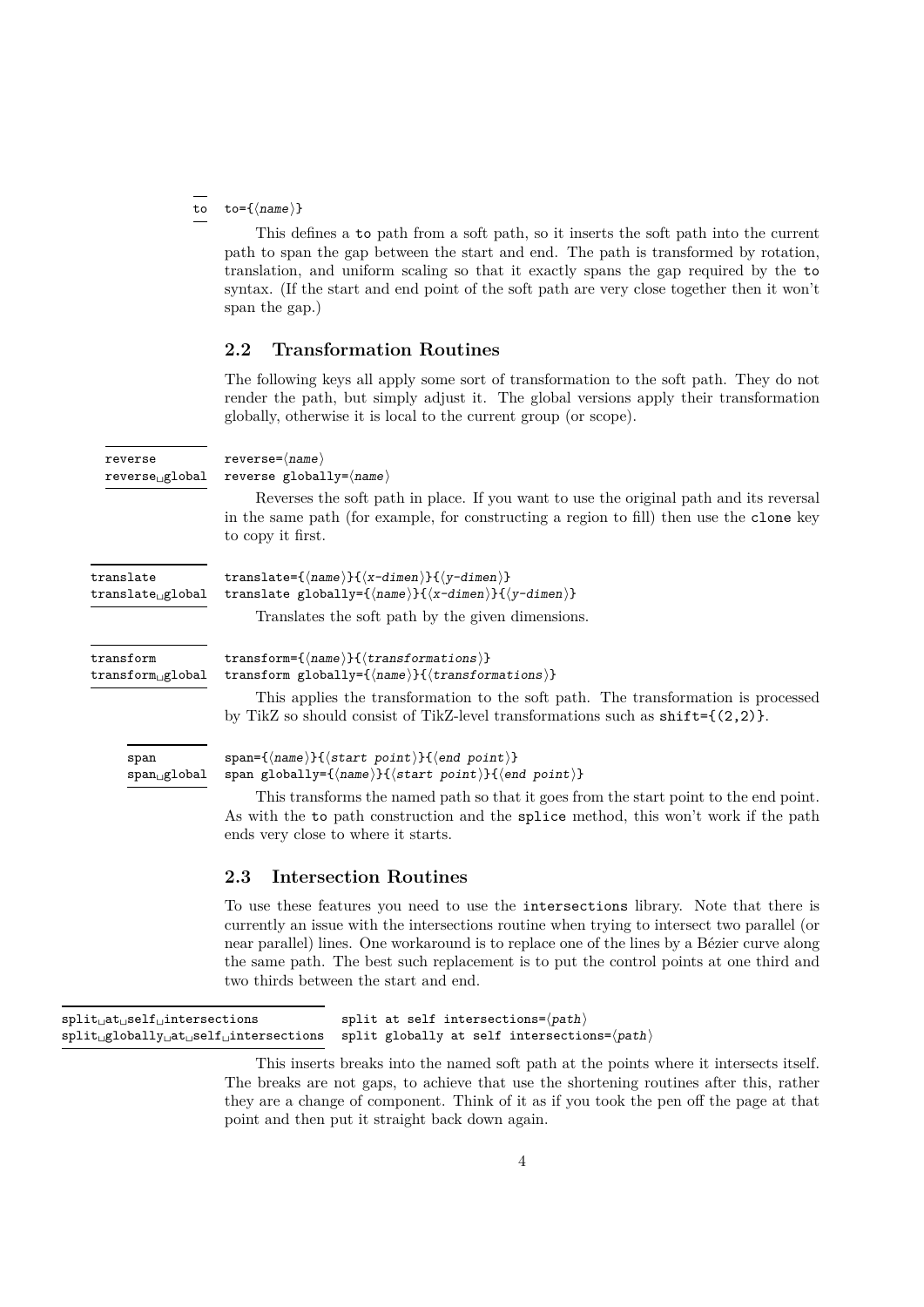`to` to={⟨*name*⟩}

This defines a `to` path from a soft path, so it inserts the soft path into the current path to span the gap between the start and end. The path is transformed by rotation, translation, and uniform scaling so that it exactly spans the gap required by the `to` syntax. (If the start and end point of the soft path are very close together then it won't span the gap.)

## 2.2 Transformation Routines

The following keys all apply some sort of transformation to the soft path. They do not render the path, but simply adjust it. The global versions apply their transformation globally, otherwise it is local to the current group (or scope).

`reverse` reverse=⟨*name*⟩
`reverse global` reverse globally=⟨*name*⟩

Reverses the soft path in place. If you want to use the original path and its reversal in the same path (for example, for constructing a region to fill) then use the `clone` key to copy it first.

`translate` translate={⟨*name*⟩}{⟨*x-dimen*⟩}{⟨*y-dimen*⟩}
`translate global` translate globally={⟨*name*⟩}{⟨*x-dimen*⟩}{⟨*y-dimen*⟩}

Translates the soft path by the given dimensions.

`transform` transform={⟨*name*⟩}{⟨*transformations*⟩}
`transform global` transform globally={⟨*name*⟩}{⟨*transformations*⟩}

This applies the transformation to the soft path. The transformation is processed by TikZ so should consist of TikZ-level transformations such as `shift={(2,2)}`.

`span` span={⟨*name*⟩}{⟨*start point*⟩}{⟨*end point*⟩}
`span global` span globally={⟨*name*⟩}{⟨*start point*⟩}{⟨*end point*⟩}

This transforms the named path so that it goes from the start point to the end point. As with the `to` path construction and the `splice` method, this won't work if the path ends very close to where it starts.

## 2.3 Intersection Routines

To use these features you need to use the `intersections` library. Note that there is currently an issue with the intersections routine when trying to intersect two parallel (or near parallel) lines. One workaround is to replace one of the lines by a Bézier curve along the same path. The best such replacement is to put the control points at one third and two thirds between the start and end.

`split at self intersections` split at self intersections=⟨*path*⟩
`split globally at self intersections` split globally at self intersections=⟨*path*⟩

This inserts breaks into the named soft path at the points where it intersects itself. The breaks are not gaps, to achieve that use the shortening routines after this, rather they are a change of component. Think of it as if you took the pen off the page at that point and then put it straight back down again.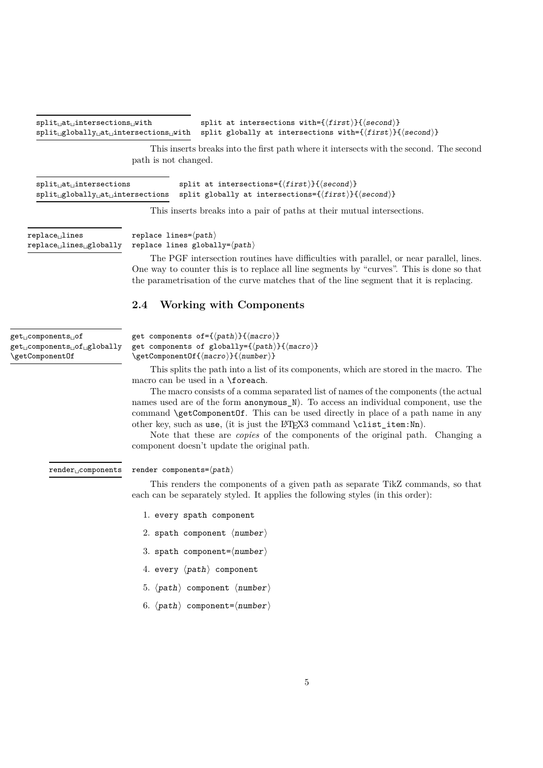`split␣at␣intersections␣with`
`split␣globally␣at␣intersections␣with`

`split at intersections with={⟨first⟩}{⟨second⟩}`
`split globally at intersections with={⟨first⟩}{⟨second⟩}`

This inserts breaks into the first path where it intersects with the second. The second path is not changed.

`split␣at␣intersections`
`split␣globally␣at␣intersections`

`split at intersections={⟨first⟩}{⟨second⟩}`
`split globally at intersections={⟨first⟩}{⟨second⟩}`

This inserts breaks into a pair of paths at their mutual intersections.

`replace␣lines`
`replace␣lines␣globally`

`replace lines=⟨path⟩`
`replace lines globally=⟨path⟩`

The PGF intersection routines have difficulties with parallel, or near parallel, lines. One way to counter this is to replace all line segments by "curves". This is done so that the parametrisation of the curve matches that of the line segment that it is replacing.

## 2.4 Working with Components

`get␣components␣of`
`get␣components␣of␣globally`
`\getComponentOf`

`get components of={⟨path⟩}{⟨macro⟩}`
`get components of globally={⟨path⟩}{⟨macro⟩}`
`\getComponentOf{⟨macro⟩}{⟨number⟩}`

This splits the path into a list of its components, which are stored in the macro. The macro can be used in a `\foreach`.

The macro consists of a comma separated list of names of the components (the actual names used are of the form `anonymous_N`). To access an individual component, use the command `\getComponentOf`. This can be used directly in place of a path name in any other key, such as `use`, (it is just the LaTeX3 command `\clist_item:Nn`).

Note that these are *copies* of the components of the original path. Changing a component doesn't update the original path.

`render␣components`

`render components=⟨path⟩`

This renders the components of a given path as separate TikZ commands, so that each can be separately styled. It applies the following styles (in this order):

1. `every spath component`
2. `spath component ⟨number⟩`
3. `spath component=⟨number⟩`
4. `every ⟨path⟩ component`
5. `⟨path⟩ component ⟨number⟩`
6. `⟨path⟩ component=⟨number⟩`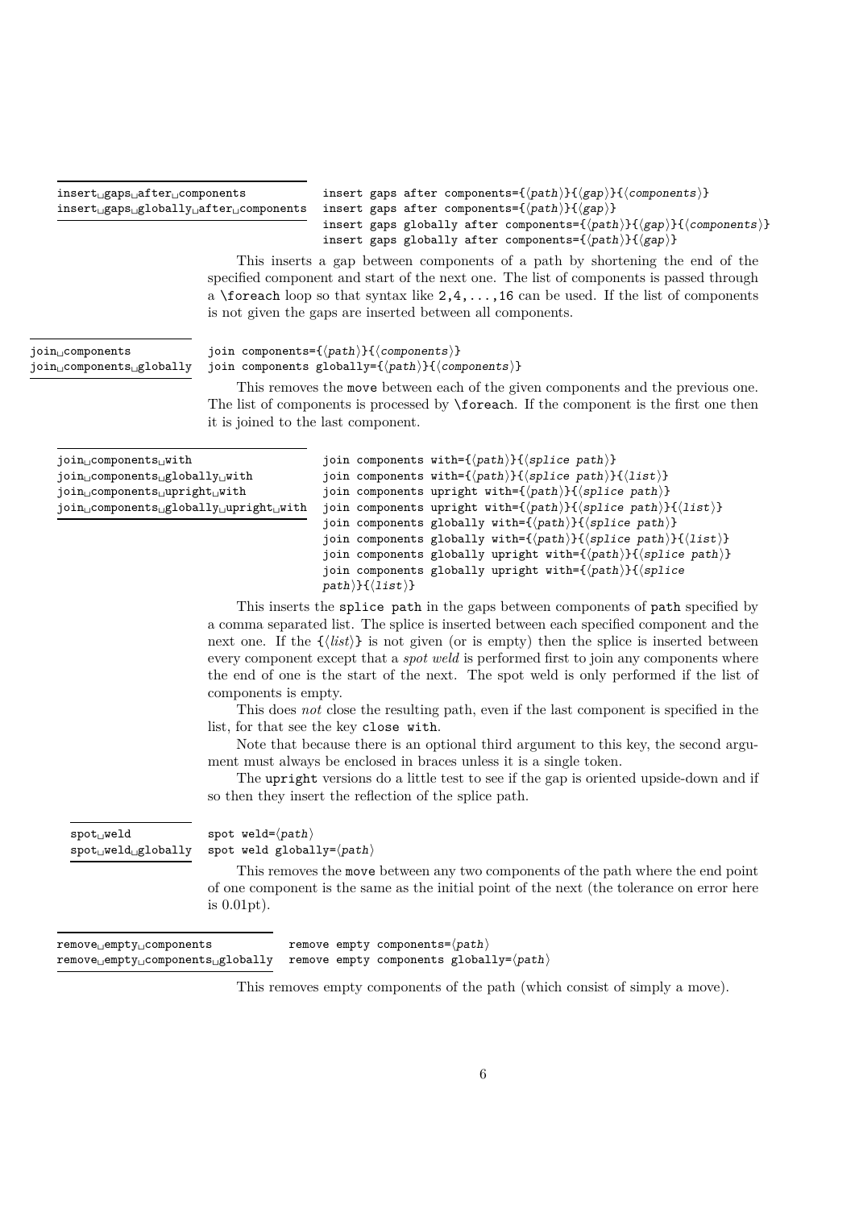`insert gaps after components`
`insert gaps globally after components`

```
insert gaps after components={⟨path⟩}{⟨gap⟩}{⟨components⟩}
insert gaps after components={⟨path⟩}{⟨gap⟩}
insert gaps globally after components={⟨path⟩}{⟨gap⟩}{⟨components⟩}
insert gaps globally after components={⟨path⟩}{⟨gap⟩}
```

This inserts a gap between components of a path by shortening the end of the specified component and start of the next one. The list of components is passed through a `\foreach` loop so that syntax like `2,4,...,16` can be used. If the list of components is not given the gaps are inserted between all components.

`join components`
`join components globally`

```
join components={⟨path⟩}{⟨components⟩}
join components globally={⟨path⟩}{⟨components⟩}
```

This removes the `move` between each of the given components and the previous one. The list of components is processed by `\foreach`. If the component is the first one then it is joined to the last component.

`join components with`
`join components globally with`
`join components upright with`
`join components globally upright with`

```
join components with={⟨path⟩}{⟨splice path⟩}
join components with={⟨path⟩}{⟨splice path⟩}{⟨list⟩}
join components upright with={⟨path⟩}{⟨splice path⟩}
join components upright with={⟨path⟩}{⟨splice path⟩}{⟨list⟩}
join components globally with={⟨path⟩}{⟨splice path⟩}
join components globally with={⟨path⟩}{⟨splice path⟩}{⟨list⟩}
join components globally upright with={⟨path⟩}{⟨splice path⟩}
join components globally upright with={⟨path⟩}{⟨splice path⟩}{⟨list⟩}
```

This inserts the `splice path` in the gaps between components of `path` specified by a comma separated list. The splice is inserted between each specified component and the next one. If the {⟨*list*⟩} is not given (or is empty) then the splice is inserted between every component except that a *spot weld* is performed first to join any components where the end of one is the start of the next. The spot weld is only performed if the list of components is empty.

This does *not* close the resulting path, even if the last component is specified in the list, for that see the key `close with`.

Note that because there is an optional third argument to this key, the second argument must always be enclosed in braces unless it is a single token.

The `upright` versions do a little test to see if the gap is oriented upside-down and if so then they insert the reflection of the splice path.

`spot weld`
`spot weld globally`

```
spot weld=⟨path⟩
spot weld globally=⟨path⟩
```

This removes the `move` between any two components of the path where the end point of one component is the same as the initial point of the next (the tolerance on error here is 0.01pt).

`remove empty components`
`remove empty components globally`

```
remove empty components=⟨path⟩
remove empty components globally=⟨path⟩
```

This removes empty components of the path (which consist of simply a move).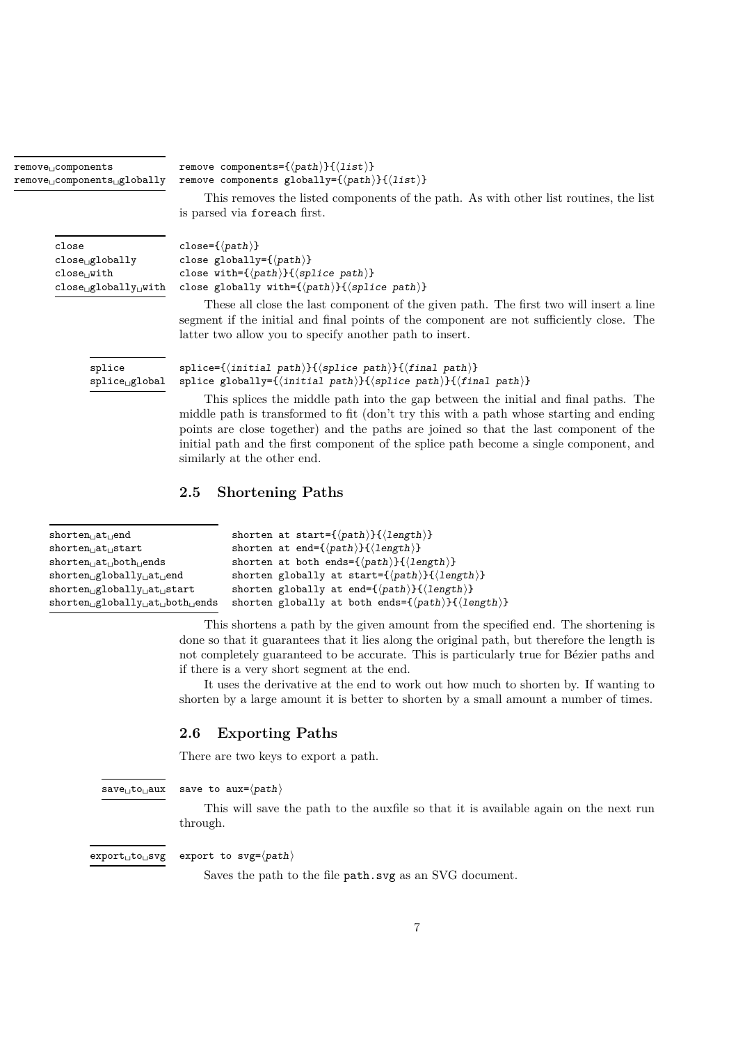remove␣components
remove␣components␣globally

```
remove components={⟨path⟩}{⟨list⟩}
remove components globally={⟨path⟩}{⟨list⟩}
```

This removes the listed components of the path. As with other list routines, the list is parsed via `foreach` first.

close
close␣globally
close␣with
close␣globally␣with

```
close={⟨path⟩}
close globally={⟨path⟩}
close with={⟨path⟩}{⟨splice path⟩}
close globally with={⟨path⟩}{⟨splice path⟩}
```

These all close the last component of the given path. The first two will insert a line segment if the initial and final points of the component are not sufficiently close. The latter two allow you to specify another path to insert.

splice
splice␣global

```
splice={⟨initial path⟩}{⟨splice path⟩}{⟨final path⟩}
splice globally={⟨initial path⟩}{⟨splice path⟩}{⟨final path⟩}
```

This splices the middle path into the gap between the initial and final paths. The middle path is transformed to fit (don't try this with a path whose starting and ending points are close together) and the paths are joined so that the last component of the initial path and the first component of the splice path become a single component, and similarly at the other end.

## 2.5 Shortening Paths

shorten␣at␣end
shorten␣at␣start
shorten␣at␣both␣ends
shorten␣globally␣at␣end
shorten␣globally␣at␣start
shorten␣globally␣at␣both␣ends

```
shorten at start={⟨path⟩}{⟨length⟩}
shorten at end={⟨path⟩}{⟨length⟩}
shorten at both ends={⟨path⟩}{⟨length⟩}
shorten globally at start={⟨path⟩}{⟨length⟩}
shorten globally at end={⟨path⟩}{⟨length⟩}
shorten globally at both ends={⟨path⟩}{⟨length⟩}
```

This shortens a path by the given amount from the specified end. The shortening is done so that it guarantees that it lies along the original path, but therefore the length is not completely guaranteed to be accurate. This is particularly true for Bézier paths and if there is a very short segment at the end.

It uses the derivative at the end to work out how much to shorten by. If wanting to shorten by a large amount it is better to shorten by a small amount a number of times.

## 2.6 Exporting Paths

There are two keys to export a path.

save␣to␣aux

```
save to aux=⟨path⟩
```

This will save the path to the auxfile so that it is available again on the next run through.

export␣to␣svg

```
export to svg=⟨path⟩
```

Saves the path to the file `path.svg` as an SVG document.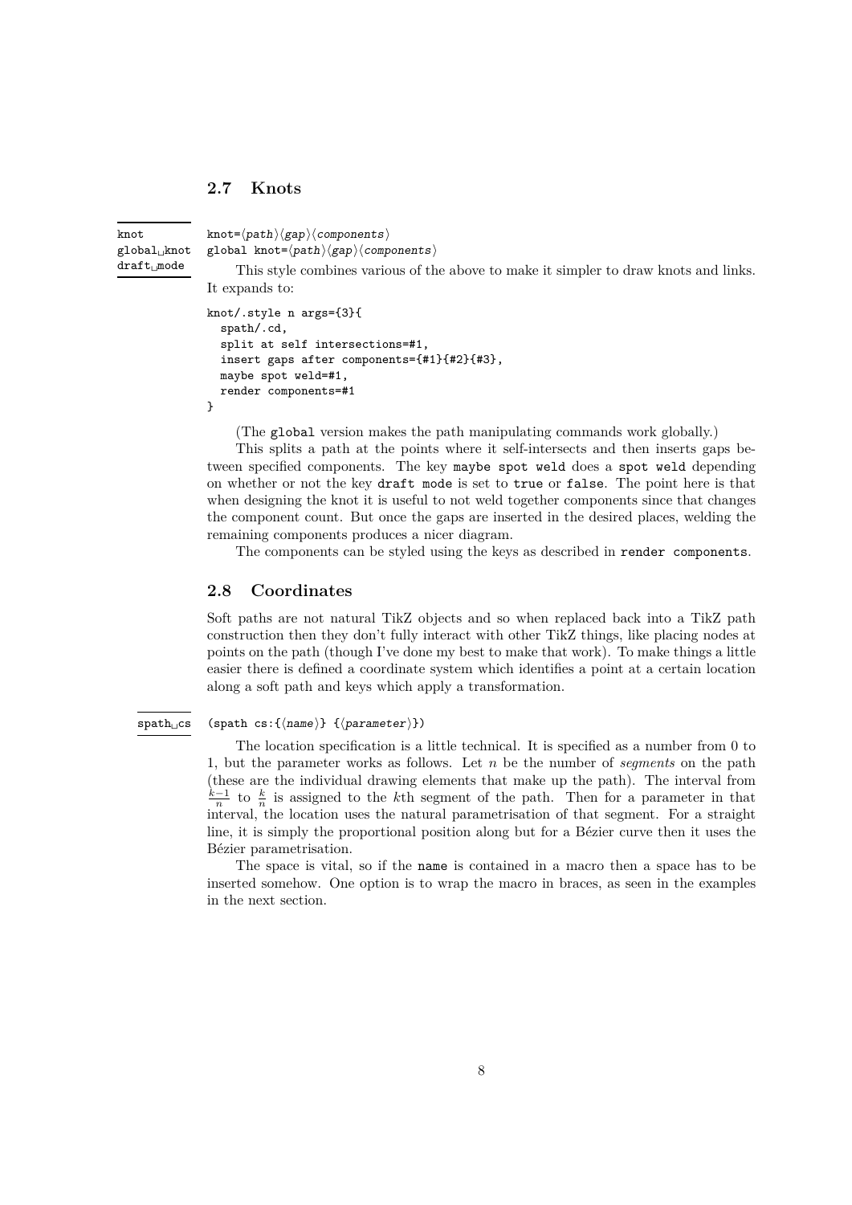## 2.7 Knots

`knot` `global knot` `draft mode`

knot=⟨*path*⟩⟨*gap*⟩⟨*components*⟩
global knot=⟨*path*⟩⟨*gap*⟩⟨*components*⟩

This style combines various of the above to make it simpler to draw knots and links. It expands to:

```
knot/.style n args={3}{
  spath/.cd,
  split at self intersections=#1,
  insert gaps after components={#1}{#2}{#3},
  maybe spot weld=#1,
  render components=#1
}
```

(The `global` version makes the path manipulating commands work globally.)

This splits a path at the points where it self-intersects and then inserts gaps between specified components. The key `maybe spot weld` does a `spot weld` depending on whether or not the key `draft mode` is set to `true` or `false`. The point here is that when designing the knot it is useful to not weld together components since that changes the component count. But once the gaps are inserted in the desired places, welding the remaining components produces a nicer diagram.

The components can be styled using the keys as described in `render components`.

## 2.8 Coordinates

Soft paths are not natural TikZ objects and so when replaced back into a TikZ path construction then they don't fully interact with other TikZ things, like placing nodes at points on the path (though I've done my best to make that work). To make things a little easier there is defined a coordinate system which identifies a point at a certain location along a soft path and keys which apply a transformation.

`spath cs`

(spath cs:{⟨*name*⟩} {⟨*parameter*⟩})

The location specification is a little technical. It is specified as a number from 0 to 1, but the parameter works as follows. Let $n$ be the number of *segments* on the path (these are the individual drawing elements that make up the path). The interval from $\frac{k-1}{n}$ to $\frac{k}{n}$ is assigned to the $k$th segment of the path. Then for a parameter in that interval, the location uses the natural parametrisation of that segment. For a straight line, it is simply the proportional position along but for a Bézier curve then it uses the Bézier parametrisation.

The space is vital, so if the `name` is contained in a macro then a space has to be inserted somehow. One option is to wrap the macro in braces, as seen in the examples in the next section.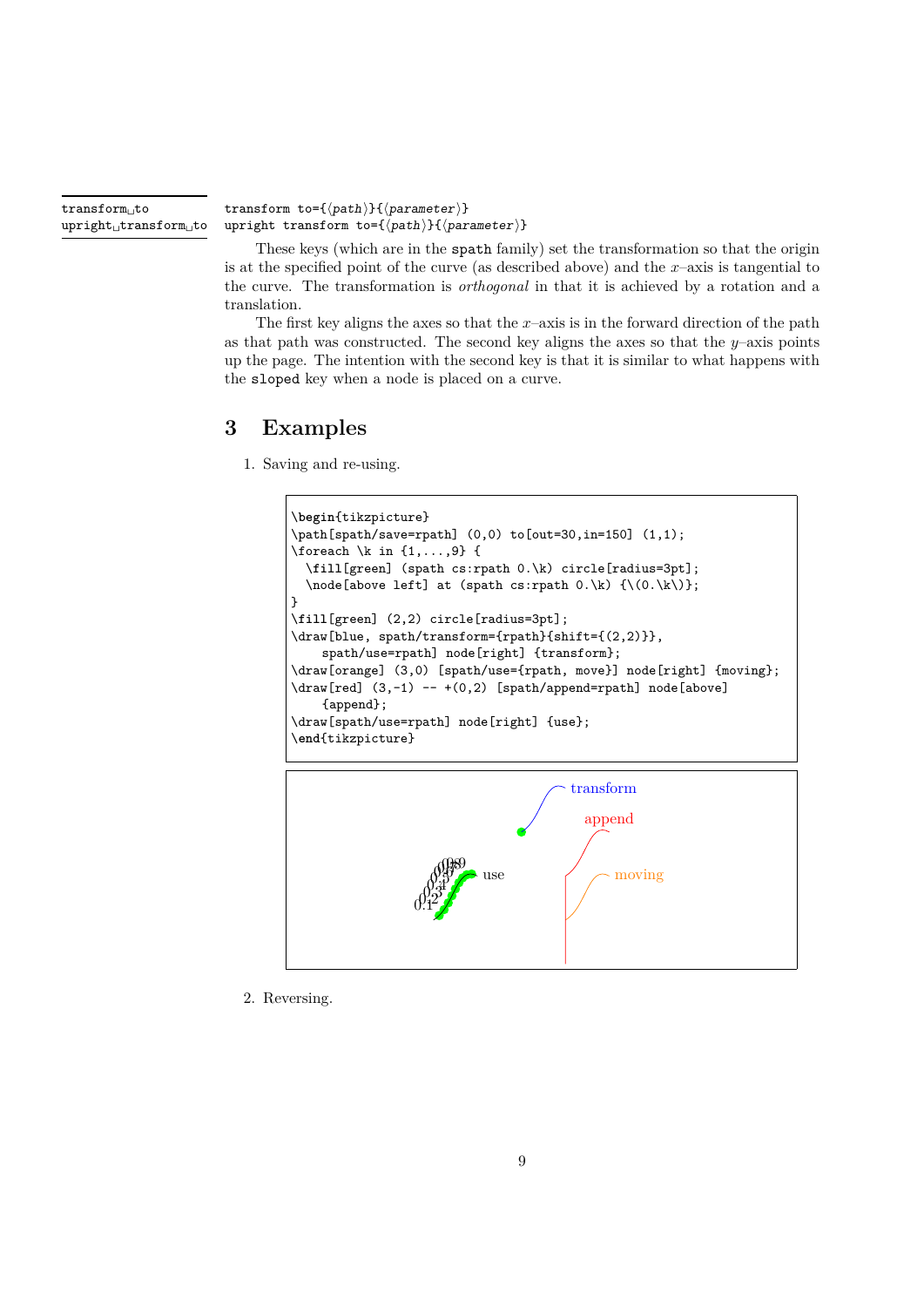transform to
upright transform to

`transform to={⟨path⟩}{⟨parameter⟩}`
`upright transform to={⟨path⟩}{⟨parameter⟩}`

These keys (which are in the `spath` family) set the transformation so that the origin is at the specified point of the curve (as described above) and the $x$–axis is tangential to the curve. The transformation is *orthogonal* in that it is achieved by a rotation and a translation.

The first key aligns the axes so that the $x$–axis is in the forward direction of the path as that path was constructed. The second key aligns the axes so that the $y$–axis points up the page. The intention with the second key is that it is similar to what happens with the `sloped` key when a node is placed on a curve.

## 3 Examples

1. Saving and re-using.

```
\begin{tikzpicture}
\path[spath/save=rpath] (0,0) to[out=30,in=150] (1,1);
\foreach \k in {1,...,9} {
  \fill[green] (spath cs:rpath 0.\k) circle[radius=3pt];
  \node[above left] at (spath cs:rpath 0.\k) {\(0.\k\)};
}
\fill[green] (2,2) circle[radius=3pt];
\draw[blue, spath/transform={rpath}{shift={(2,2)}},
    spath/use=rpath] node[right] {transform};
\draw[orange] (3,0) [spath/use={rpath, move}] node[right] {moving};
\draw[red] (3,-1) -- +(0,2) [spath/append=rpath] node[above]
    {append};
\draw[spath/use=rpath] node[right] {use};
\end{tikzpicture}
```

2. Reversing.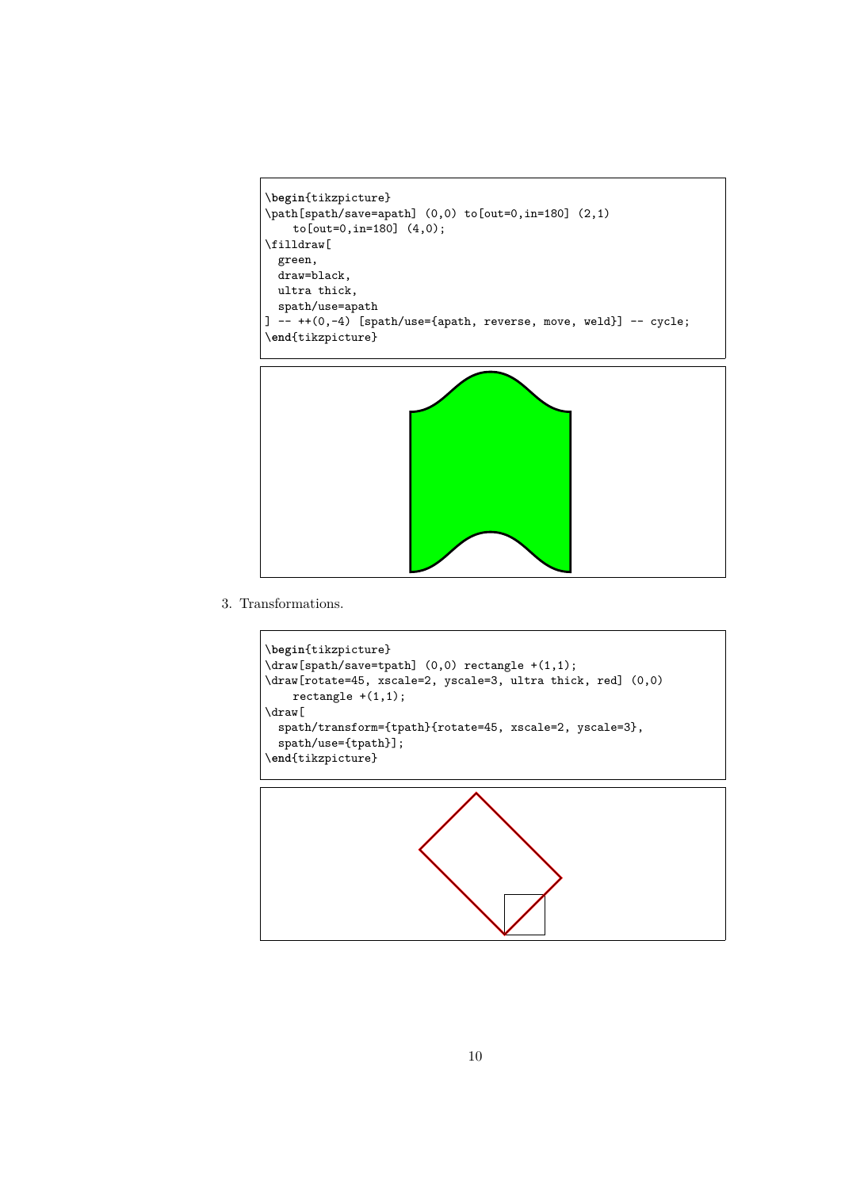```
\begin{tikzpicture}
\path[spath/save=apath] (0,0) to[out=0,in=180] (2,1)
    to[out=0,in=180] (4,0);
\filldraw[
  green,
  draw=black,
  ultra thick,
  spath/use=apath
] -- ++(0,-4) [spath/use={apath, reverse, move, weld}] -- cycle;
\end{tikzpicture}
```

3. Transformations.

```
\begin{tikzpicture}
\draw[spath/save=tpath] (0,0) rectangle +(1,1);
\draw[rotate=45, xscale=2, yscale=3, ultra thick, red] (0,0)
    rectangle +(1,1);
\draw[
  spath/transform={tpath}{rotate=45, xscale=2, yscale=3},
  spath/use={tpath}];
\end{tikzpicture}
```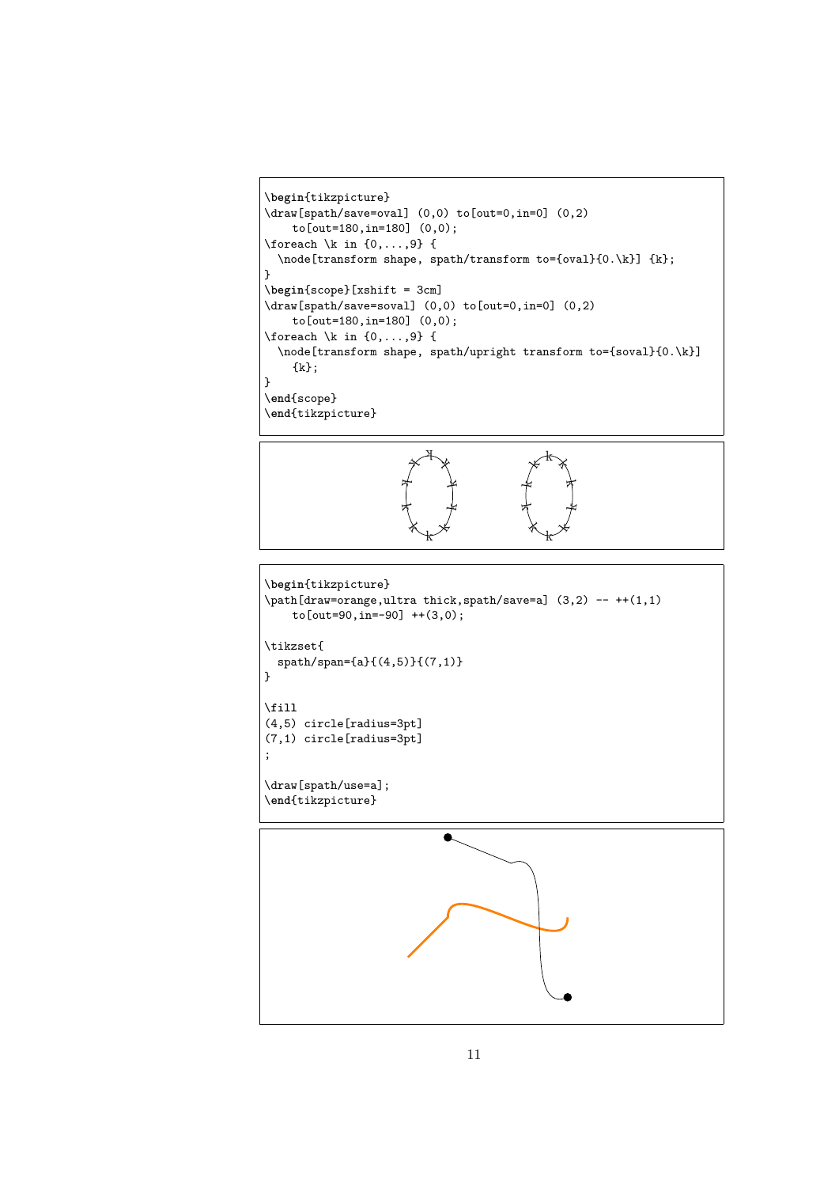```
\begin{tikzpicture}
\draw[spath/save=oval] (0,0) to[out=0,in=0] (0,2)
    to[out=180,in=180] (0,0);
\foreach \k in {0,...,9} {
  \node[transform shape, spath/transform to={oval}{0.\k}] {k};
}
\begin{scope}[xshift = 3cm]
\draw[spath/save=soval] (0,0) to[out=0,in=0] (0,2)
    to[out=180,in=180] (0,0);
\foreach \k in {0,...,9} {
  \node[transform shape, spath/upright transform to={soval}{0.\k}]
    {k};
}
\end{scope}
\end{tikzpicture}
```

```
\begin{tikzpicture}
\path[draw=orange,ultra thick,spath/save=a] (3,2) -- ++(1,1)
    to[out=90,in=-90] ++(3,0);

\tikzset{
  spath/span={a}{(4,5)}{(7,1)}
}

\fill
(4,5) circle[radius=3pt]
(7,1) circle[radius=3pt]
;

\draw[spath/use=a];
\end{tikzpicture}
```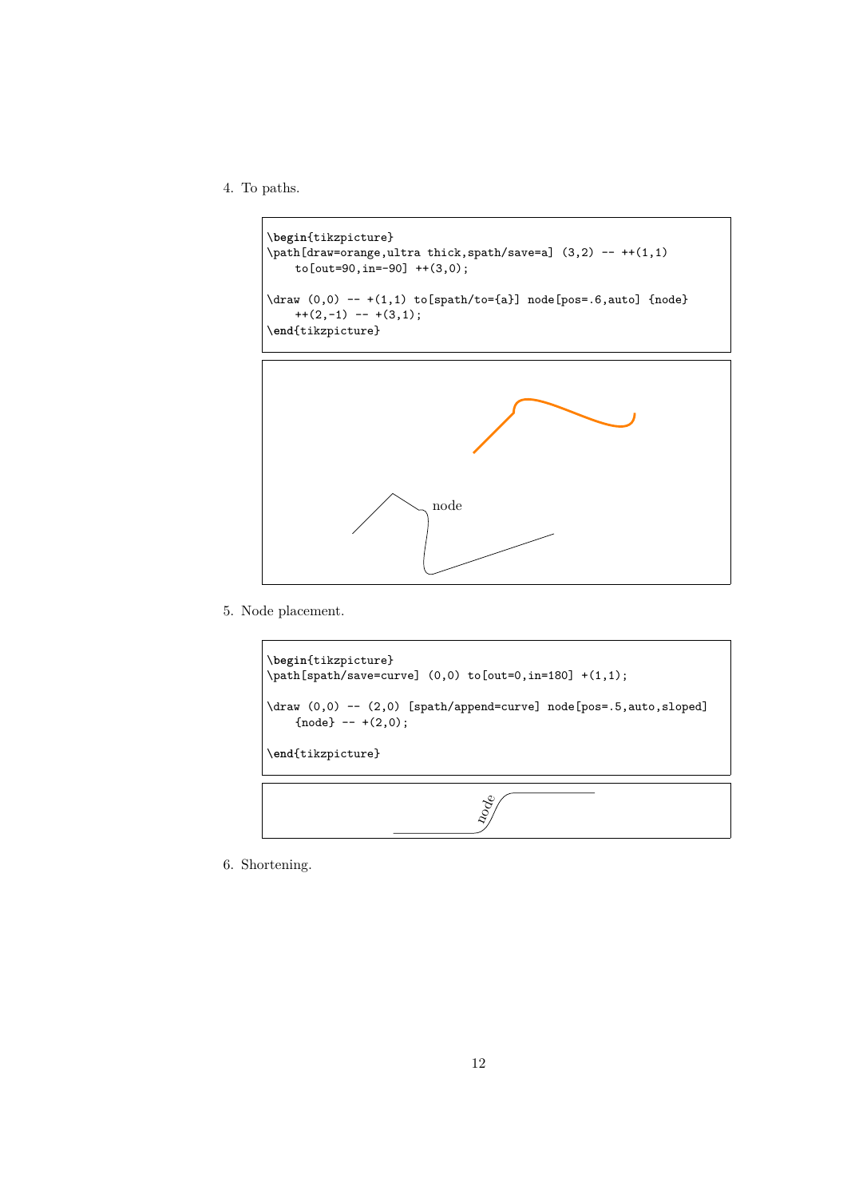4. To paths.

```
\begin{tikzpicture}
\path[draw=orange,ultra thick,spath/save=a] (3,2) -- ++(1,1)
    to[out=90,in=-90] ++(3,0);

\draw (0,0) -- +(1,1) to[spath/to={a}] node[pos=.6,auto] {node}
    ++(2,-1) -- +(3,1);
\end{tikzpicture}
```

5. Node placement.

```
\begin{tikzpicture}
\path[spath/save=curve] (0,0) to[out=0,in=180] +(1,1);

\draw (0,0) -- (2,0) [spath/append=curve] node[pos=.5,auto,sloped]
    {node} -- +(2,0);

\end{tikzpicture}
```

6. Shortening.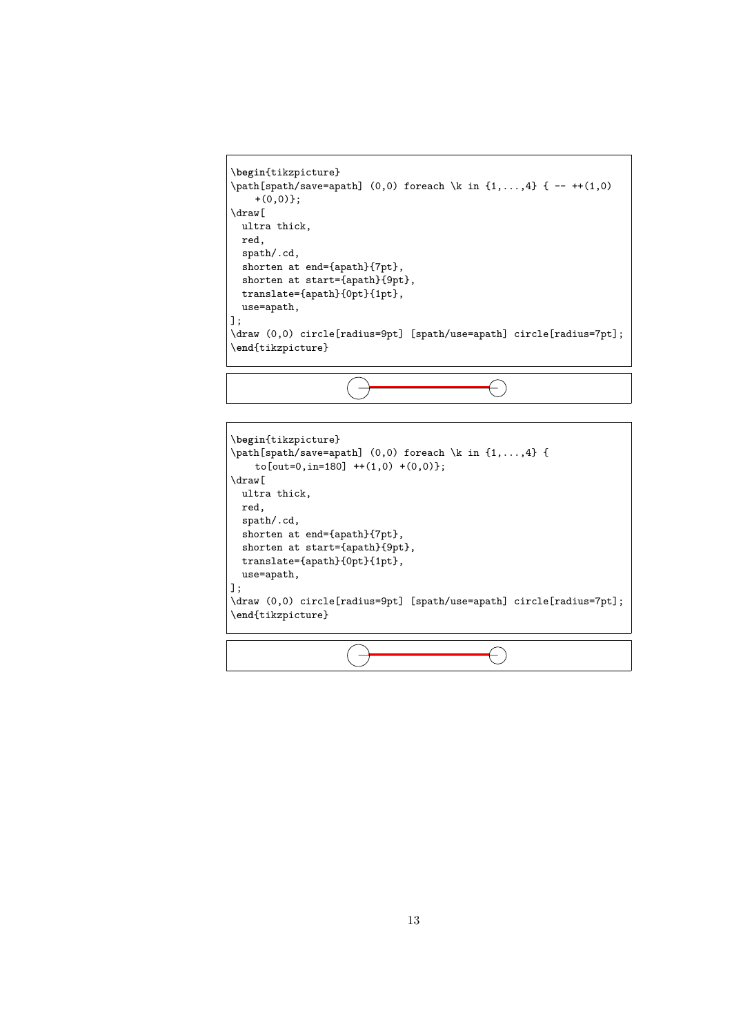```
\begin{tikzpicture}
\path[spath/save=apath] (0,0) foreach \k in {1,...,4} { -- ++(1,0)
    +(0,0)};
\draw[
  ultra thick,
  red,
  spath/.cd,
  shorten at end={apath}{7pt},
  shorten at start={apath}{9pt},
  translate={apath}{0pt}{1pt},
  use=apath,
];
\draw (0,0) circle[radius=9pt] [spath/use=apath] circle[radius=7pt];
\end{tikzpicture}
```

```
\begin{tikzpicture}
\path[spath/save=apath] (0,0) foreach \k in {1,...,4} {
    to[out=0,in=180] ++(1,0) +(0,0)};
\draw[
  ultra thick,
  red,
  spath/.cd,
  shorten at end={apath}{7pt},
  shorten at start={apath}{9pt},
  translate={apath}{0pt}{1pt},
  use=apath,
];
\draw (0,0) circle[radius=9pt] [spath/use=apath] circle[radius=7pt];
\end{tikzpicture}
```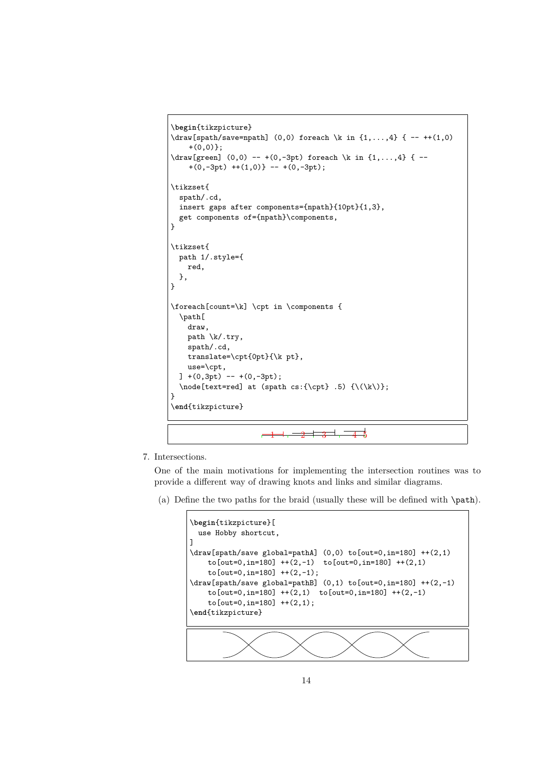```
\begin{tikzpicture}
\draw[spath/save=npath] (0,0) foreach \k in {1,...,4} { -- ++(1,0)
    +(0,0)};
\draw[green] (0,0) -- +(0,-3pt) foreach \k in {1,...,4} { --
    +(0,-3pt) ++(1,0)} -- +(0,-3pt);

\tikzset{
  spath/.cd,
  insert gaps after components={npath}{10pt}{1,3},
  get components of={npath}\components,
}

\tikzset{
  path 1/.style={
    red,
  },
}

\foreach[count=\k] \cpt in \components {
  \path[
    draw,
    path \k/.try,
    spath/.cd,
    translate=\cpt{0pt}{\k pt},
    use=\cpt,
  ] +(0,3pt) -- +(0,-3pt);
  \node[text=red] at (spath cs:{\cpt} .5) {\(\k\)};
}
\end{tikzpicture}
```

7. Intersections.

   One of the main motivations for implementing the intersection routines was to provide a different way of drawing knots and links and similar diagrams.

   (a) Define the two paths for the braid (usually these will be defined with `\path`).

```
\begin{tikzpicture}[
  use Hobby shortcut,
]
\draw[spath/save global=pathA] (0,0) to[out=0,in=180] ++(2,1)
    to[out=0,in=180] ++(2,-1)  to[out=0,in=180] ++(2,1)
    to[out=0,in=180] ++(2,-1);
\draw[spath/save global=pathB] (0,1) to[out=0,in=180] ++(2,-1)
    to[out=0,in=180] ++(2,1)  to[out=0,in=180] ++(2,-1)
    to[out=0,in=180] ++(2,1);
\end{tikzpicture}
```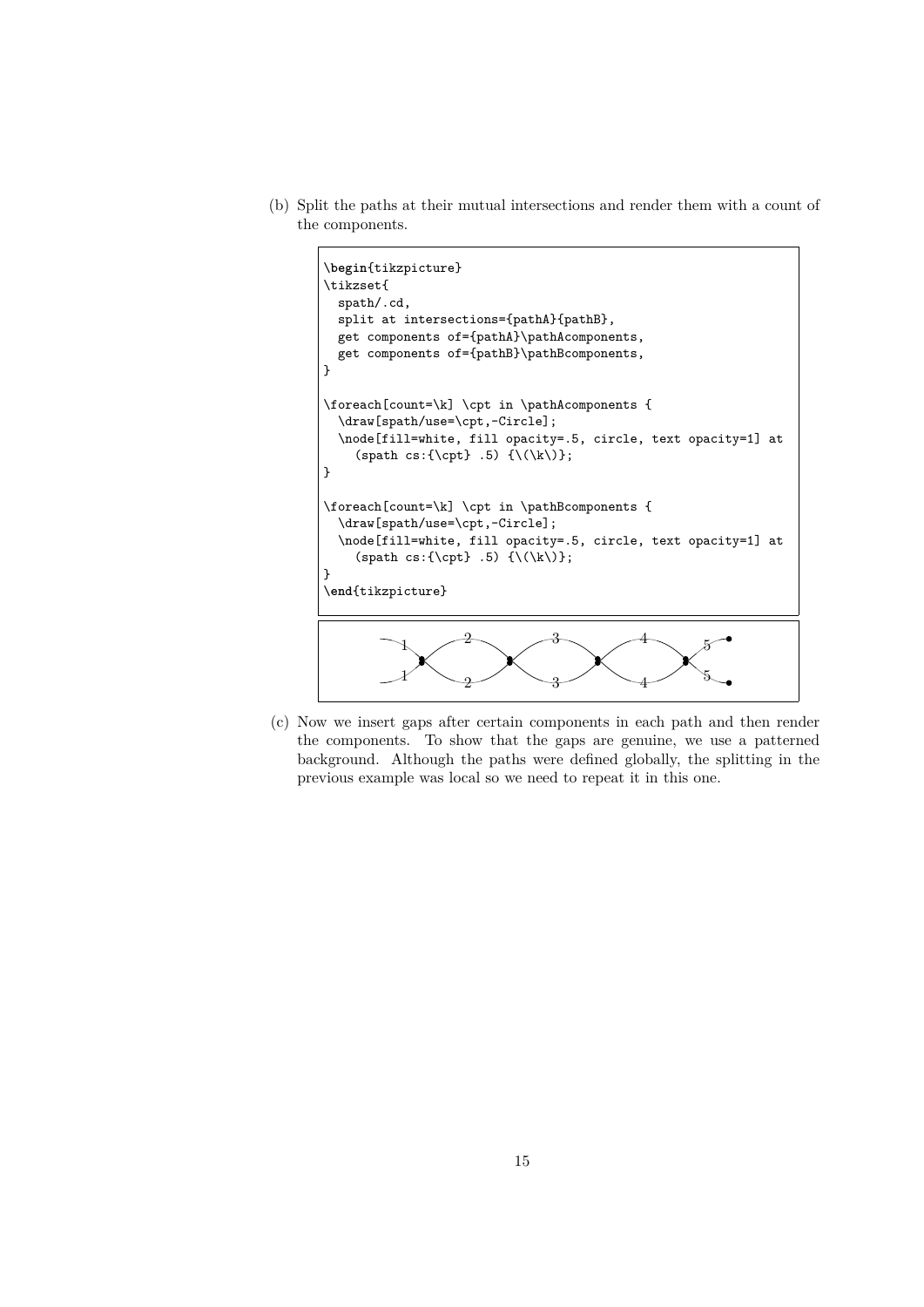(b) Split the paths at their mutual intersections and render them with a count of the components.

```
\begin{tikzpicture}
\tikzset{
  spath/.cd,
  split at intersections={pathA}{pathB},
  get components of={pathA}\pathAcomponents,
  get components of={pathB}\pathBcomponents,
}

\foreach[count=\k] \cpt in \pathAcomponents {
  \draw[spath/use=\cpt,-Circle];
  \node[fill=white, fill opacity=.5, circle, text opacity=1] at
    (spath cs:{\cpt} .5) {\(\k\)};
}

\foreach[count=\k] \cpt in \pathBcomponents {
  \draw[spath/use=\cpt,-Circle];
  \node[fill=white, fill opacity=.5, circle, text opacity=1] at
    (spath cs:{\cpt} .5) {\(\k\)};
}
\end{tikzpicture}
```

(c) Now we insert gaps after certain components in each path and then render the components. To show that the gaps are genuine, we use a patterned background. Although the paths were defined globally, the splitting in the previous example was local so we need to repeat it in this one.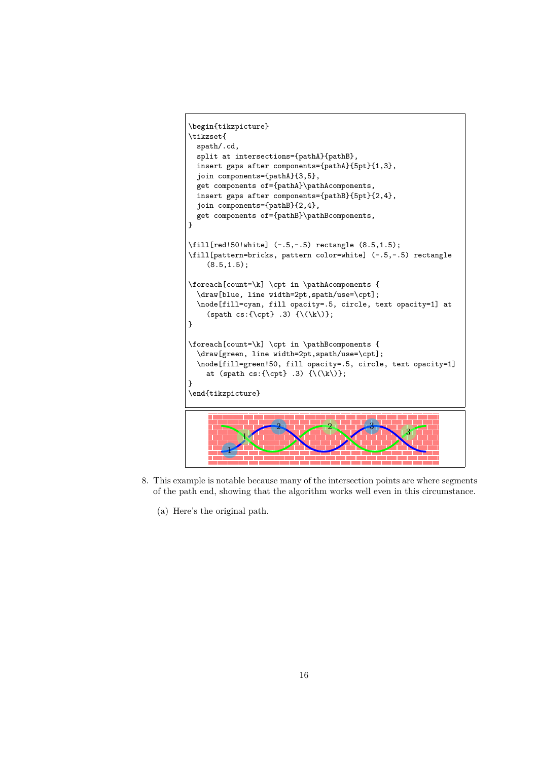```
\begin{tikzpicture}
\tikzset{
  spath/.cd,
  split at intersections={pathA}{pathB},
  insert gaps after components={pathA}{5pt}{1,3},
  join components={pathA}{3,5},
  get components of={pathA}\pathAcomponents,
  insert gaps after components={pathB}{5pt}{2,4},
  join components={pathB}{2,4},
  get components of={pathB}\pathBcomponents,
}

\fill[red!50!white] (-.5,-.5) rectangle (8.5,1.5);
\fill[pattern=bricks, pattern color=white] (-.5,-.5) rectangle
    (8.5,1.5);

\foreach[count=\k] \cpt in \pathAcomponents {
  \draw[blue, line width=2pt,spath/use=\cpt];
  \node[fill=cyan, fill opacity=.5, circle, text opacity=1] at
    (spath cs:{\cpt} .3) {\(\k\)};
}

\foreach[count=\k] \cpt in \pathBcomponents {
  \draw[green, line width=2pt,spath/use=\cpt];
  \node[fill=green!50, fill opacity=.5, circle, text opacity=1]
    at (spath cs:{\cpt} .3) {\(\k\)};
}
\end{tikzpicture}
```

8. This example is notable because many of the intersection points are where segments of the path end, showing that the algorithm works well even in this circumstance.

   (a) Here's the original path.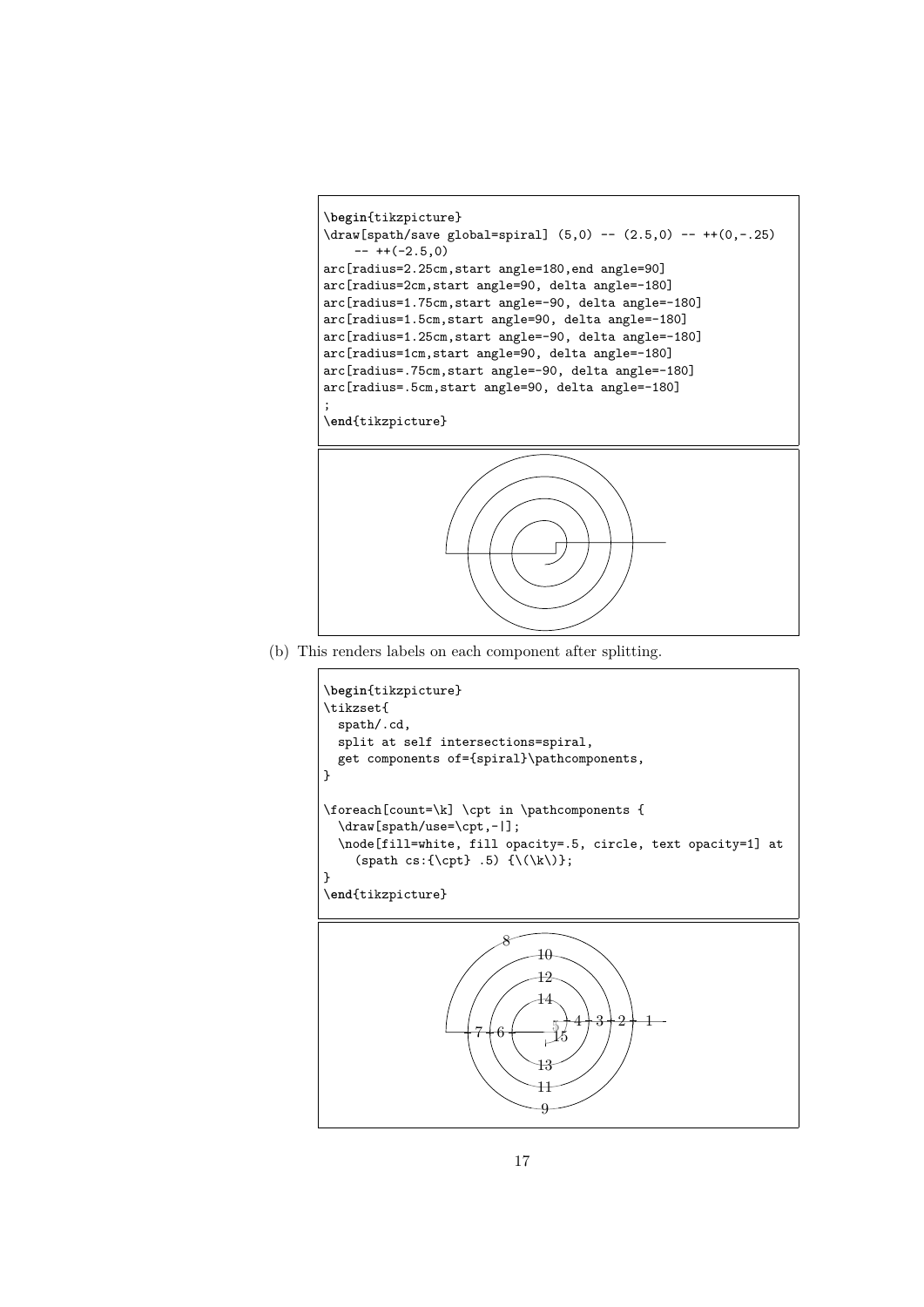```
\begin{tikzpicture}
\draw[spath/save global=spiral] (5,0) -- (2.5,0) -- ++(0,-.25)
    -- ++(-2.5,0)
arc[radius=2.25cm,start angle=180,end angle=90]
arc[radius=2cm,start angle=90, delta angle=-180]
arc[radius=1.75cm,start angle=-90, delta angle=-180]
arc[radius=1.5cm,start angle=90, delta angle=-180]
arc[radius=1.25cm,start angle=-90, delta angle=-180]
arc[radius=1cm,start angle=90, delta angle=-180]
arc[radius=.75cm,start angle=-90, delta angle=-180]
arc[radius=.5cm,start angle=90, delta angle=-180]
;
\end{tikzpicture}
```

(b) This renders labels on each component after splitting.

```
\begin{tikzpicture}
\tikzset{
  spath/.cd,
  split at self intersections=spiral,
  get components of={spiral}\pathcomponents,
}

\foreach[count=\k] \cpt in \pathcomponents {
  \draw[spath/use=\cpt,-|];
  \node[fill=white, fill opacity=.5, circle, text opacity=1] at
    (spath cs:{\cpt} .5) {\(\k\)};
}
\end{tikzpicture}
```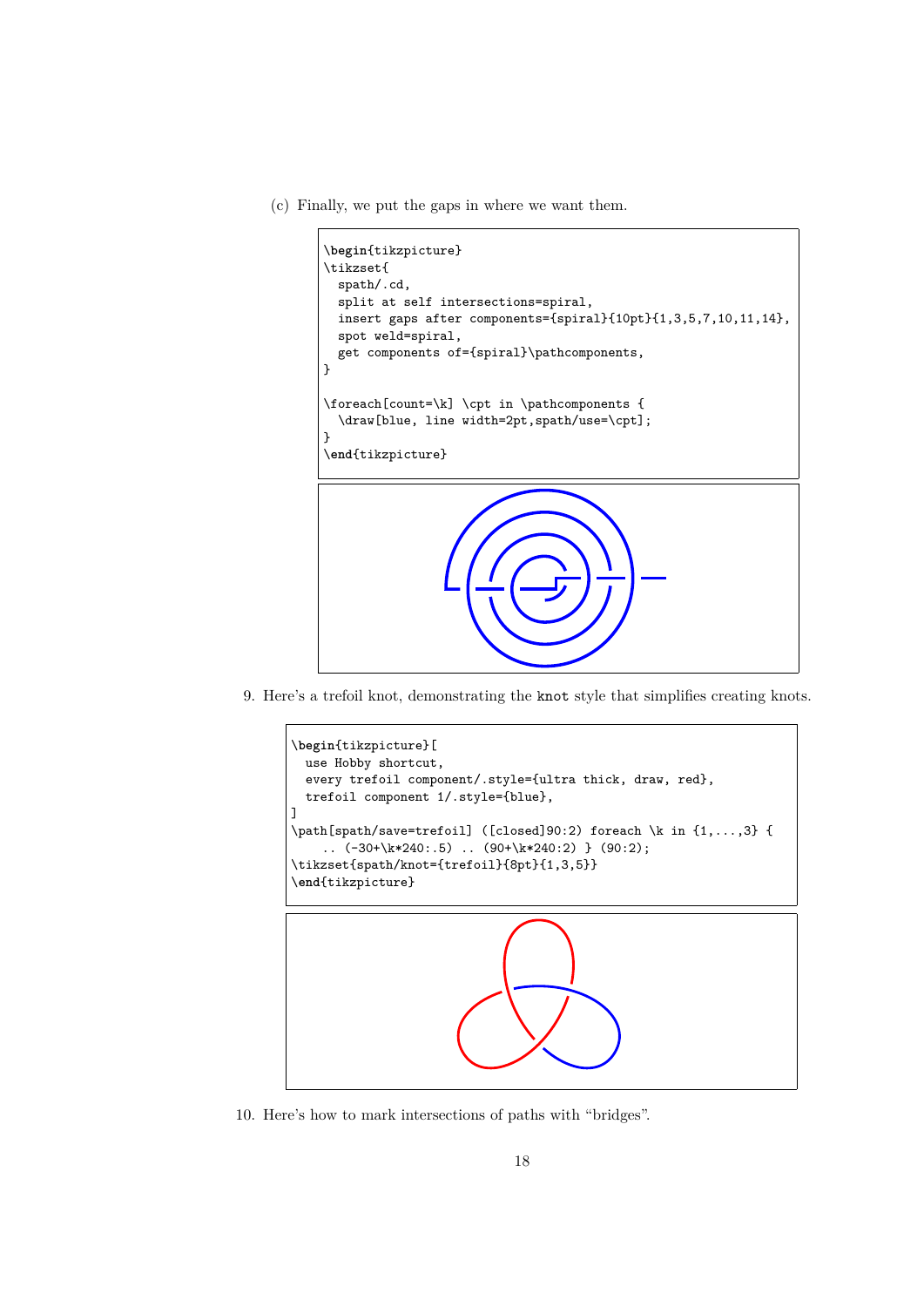(c) Finally, we put the gaps in where we want them.

```
\begin{tikzpicture}
\tikzset{
  spath/.cd,
  split at self intersections=spiral,
  insert gaps after components={spiral}{10pt}{1,3,5,7,10,11,14},
  spot weld=spiral,
  get components of={spiral}\pathcomponents,
}

\foreach[count=\k] \cpt in \pathcomponents {
  \draw[blue, line width=2pt,spath/use=\cpt];
}
\end{tikzpicture}
```

9. Here's a trefoil knot, demonstrating the `knot` style that simplifies creating knots.

```
\begin{tikzpicture}[
  use Hobby shortcut,
  every trefoil component/.style={ultra thick, draw, red},
  trefoil component 1/.style={blue},
]
\path[spath/save=trefoil] ([closed]90:2) foreach \k in {1,...,3} {
    .. (-30+\k*240:.5) .. (90+\k*240:2) } (90:2);
\tikzset{spath/knot={trefoil}{8pt}{1,3,5}}
\end{tikzpicture}
```

10. Here's how to mark intersections of paths with "bridges".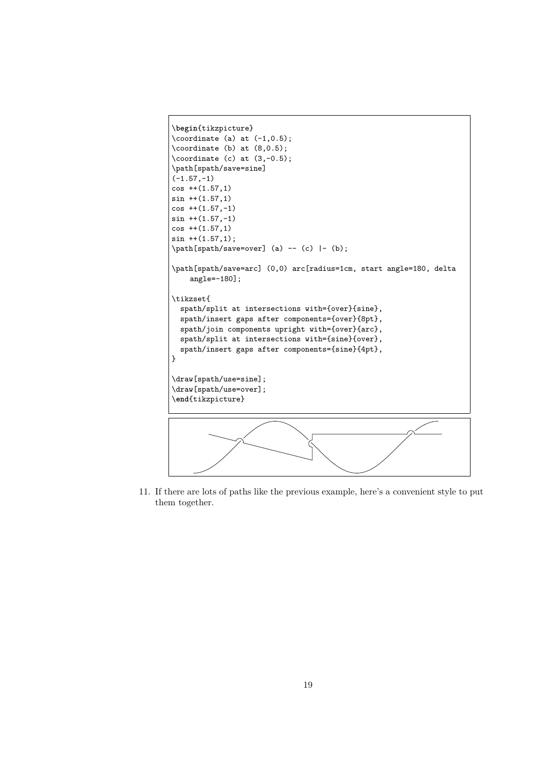```
\begin{tikzpicture}
\coordinate (a) at (-1,0.5);
\coordinate (b) at (8,0.5);
\coordinate (c) at (3,-0.5);
\path[spath/save=sine]
(-1.57,-1)
cos ++(1.57,1)
sin ++(1.57,1)
cos ++(1.57,-1)
sin ++(1.57,-1)
cos ++(1.57,1)
sin ++(1.57,1);
\path[spath/save=over] (a) -- (c) |- (b);

\path[spath/save=arc] (0,0) arc[radius=1cm, start angle=180, delta
    angle=-180];

\tikzset{
  spath/split at intersections with={over}{sine},
  spath/insert gaps after components={over}{8pt},
  spath/join components upright with={over}{arc},
  spath/split at intersections with={sine}{over},
  spath/insert gaps after components={sine}{4pt},
}

\draw[spath/use=sine];
\draw[spath/use=over];
\end{tikzpicture}
```

11. If there are lots of paths like the previous example, here's a convenient style to put them together.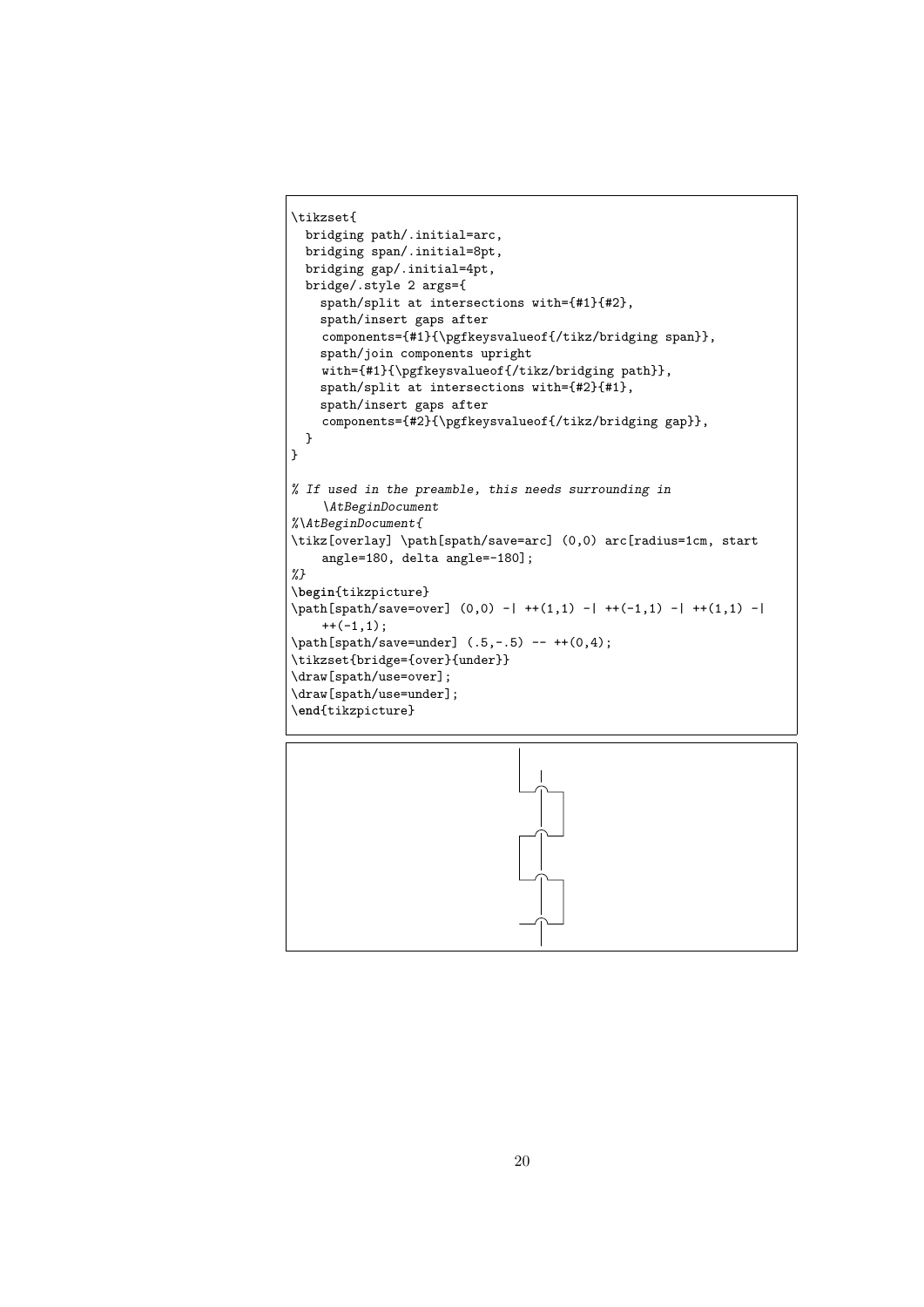```
\tikzset{
  bridging path/.initial=arc,
  bridging span/.initial=8pt,
  bridging gap/.initial=4pt,
  bridge/.style 2 args={
    spath/split at intersections with={#1}{#2},
    spath/insert gaps after
    components={#1}{\pgfkeysvalueof{/tikz/bridging span}},
    spath/join components upright
    with={#1}{\pgfkeysvalueof{/tikz/bridging path}},
    spath/split at intersections with={#2}{#1},
    spath/insert gaps after
    components={#2}{\pgfkeysvalueof{/tikz/bridging gap}},
  }
}

% If used in the preamble, this needs surrounding in
    \AtBeginDocument
%\AtBeginDocument{
\tikz[overlay] \path[spath/save=arc] (0,0) arc[radius=1cm, start
    angle=180, delta angle=-180];
%}
\begin{tikzpicture}
\path[spath/save=over] (0,0) -| ++(1,1) -| ++(-1,1) -| ++(1,1) -|
    ++(-1,1);
\path[spath/save=under] (.5,-.5) -- ++(0,4);
\tikzset{bridge={over}{under}}
\draw[spath/use=over];
\draw[spath/use=under];
\end{tikzpicture}
```